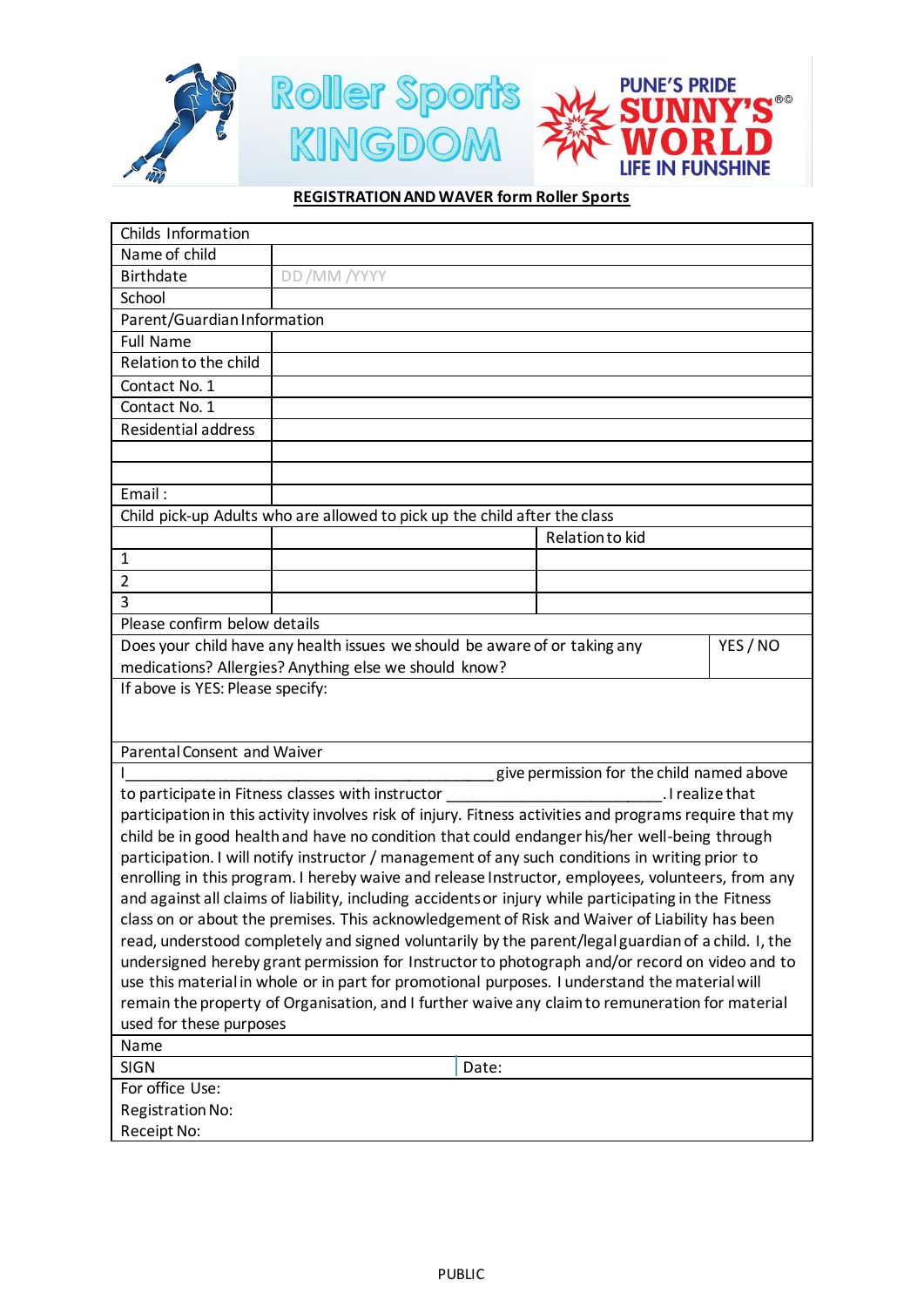Roller Sports KINGDOM

PUNE'S PRIDE SUNNY'S WORLD LIFE IN FUNSHINE

**REGISTRATION AND WAVER form Roller Sports**

| Childs Information | | |
|---|---|---|
| Name of child | | |
| Birthdate | DD /MM /YYYY | |
| School | | |
| Parent/Guardian Information | | |
| Full Name | | |
| Relation to the child | | |
| Contact No. 1 | | |
| Contact No. 1 | | |
| Residential address | | |
| | | |
| | | |
| Email : | | |
| Child pick-up Adults who are allowed to pick up the child after the class | | |
| | | Relation to kid |
| 1 | | |
| 2 | | |
| 3 | | |
| Please confirm below details | | |
| Does your child have any health issues we should be aware of or taking any medications? Allergies? Anything else we should know? | | YES / NO |
| If above is YES: Please specify: | | |

**Parental Consent and Waiver**

I\_\_\_\_\_\_\_\_\_\_\_\_\_\_\_\_\_\_\_\_\_\_\_\_\_\_\_\_\_\_\_\_\_\_\_\_\_\_\_\_\_\_\_\_ give permission for the child named above to participate in Fitness classes with instructor \_\_\_\_\_\_\_\_\_\_\_\_\_\_\_\_\_\_\_\_\_\_\_\_\_\_. I realize that participation in this activity involves risk of injury. Fitness activities and programs require that my child be in good health and have no condition that could endanger his/her well-being through participation. I will notify instructor / management of any such conditions in writing prior to enrolling in this program. I hereby waive and release Instructor, employees, volunteers, from any and against all claims of liability, including accidents or injury while participating in the Fitness class on or about the premises. This acknowledgement of Risk and Waiver of Liability has been read, understood completely and signed voluntarily by the parent/legal guardian of a child. I, the undersigned hereby grant permission for Instructor to photograph and/or record on video and to use this material in whole or in part for promotional purposes. I understand the material will remain the property of Organisation, and I further waive any claim to remuneration for material used for these purposes

| Name | |
|---|---|
| SIGN | Date: |

For office Use:
Registration No:
Receipt No:

PUBLIC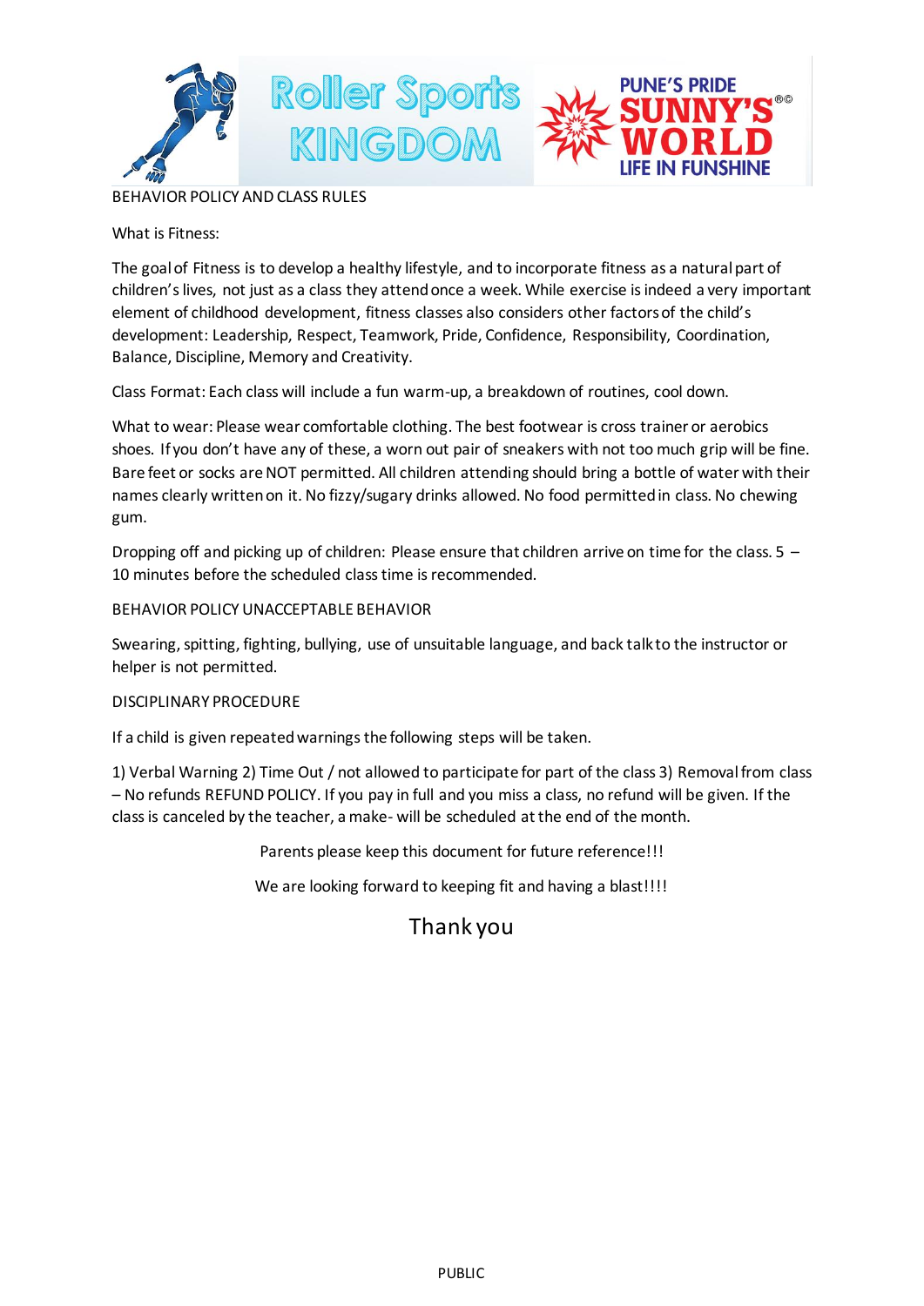Roller Sports KINGDOM

PUNE'S PRIDE SUNNY'S WORLD LIFE IN FUNSHINE

BEHAVIOR POLICY AND CLASS RULES

What is Fitness:

The goal of Fitness is to develop a healthy lifestyle, and to incorporate fitness as a natural part of children's lives, not just as a class they attend once a week. While exercise is indeed a very important element of childhood development, fitness classes also considers other factors of the child's development: Leadership, Respect, Teamwork, Pride, Confidence, Responsibility, Coordination, Balance, Discipline, Memory and Creativity.

Class Format: Each class will include a fun warm-up, a breakdown of routines, cool down.

What to wear: Please wear comfortable clothing. The best footwear is cross trainer or aerobics shoes. If you don't have any of these, a worn out pair of sneakers with not too much grip will be fine. Bare feet or socks are NOT permitted. All children attending should bring a bottle of water with their names clearly written on it. No fizzy/sugary drinks allowed. No food permitted in class. No chewing gum.

Dropping off and picking up of children: Please ensure that children arrive on time for the class. 5 – 10 minutes before the scheduled class time is recommended.

BEHAVIOR POLICY UNACCEPTABLE BEHAVIOR

Swearing, spitting, fighting, bullying, use of unsuitable language, and back talk to the instructor or helper is not permitted.

DISCIPLINARY PROCEDURE

If a child is given repeated warnings the following steps will be taken.

1) Verbal Warning 2) Time Out / not allowed to participate for part of the class 3) Removal from class – No refunds REFUND POLICY. If you pay in full and you miss a class, no refund will be given. If the class is canceled by the teacher, a make- will be scheduled at the end of the month.

Parents please keep this document for future reference!!!

We are looking forward to keeping fit and having a blast!!!!

Thank you

PUBLIC